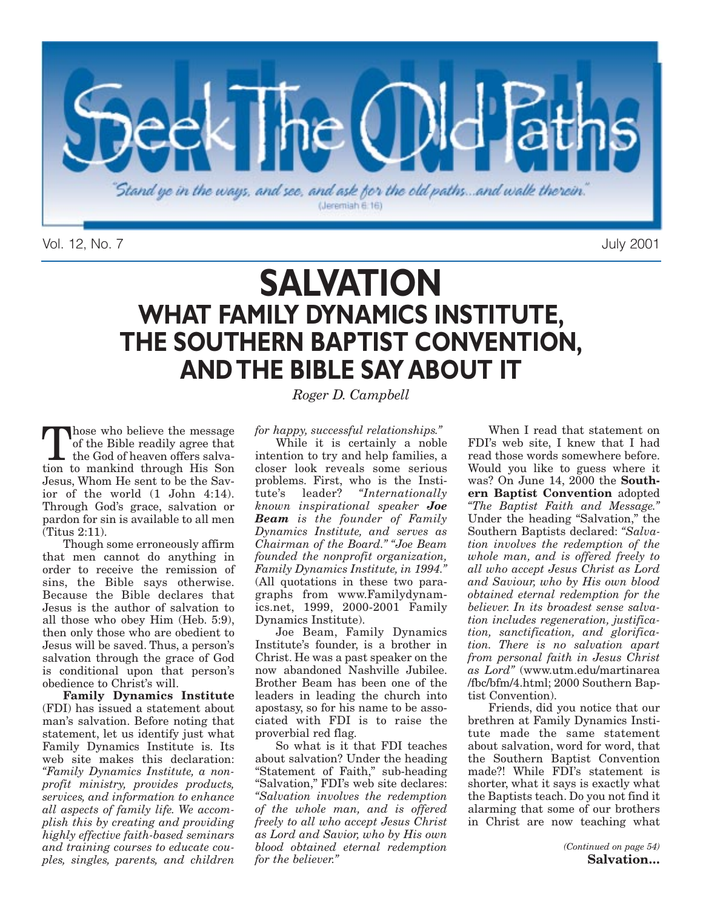# Seek The Old Paths

"Stand ye in the ways, and see, and ask for the old paths...and walk therein." (Jeremiah 6:16)

Vol. 12, No. 7 July 2001

# SALVATION

## WHAT FAMILY DYNAMICS INSTITUTE, THE SOUTHERN BAPTIST CONVENTION, AND THE BIBLE SAY ABOUT IT

*Roger D. Campbell*

Those who believe the message of the Bible readily agree that the God of heaven offers salvation to mankind through His Son Jesus, Whom He sent to be the Savior of the world (1 John 4:14). Through God's grace, salvation or pardon for sin is available to all men (Titus 2:11).

Though some erroneously affirm that men cannot do anything in order to receive the remission of sins, the Bible says otherwise. Because the Bible declares that Jesus is the author of salvation to all those who obey Him (Heb. 5:9), then only those who are obedient to Jesus will be saved. Thus, a person's salvation through the grace of God is conditional upon that person's obedience to Christ's will.

**Family Dynamics Institute** (FDI) has issued a statement about man's salvation. Before noting that statement, let us identify just what Family Dynamics Institute is. Its web site makes this declaration: *"Family Dynamics Institute, a nonprofit ministry, provides products, services, and information to enhance all aspects of family life. We accomplish this by creating and providing highly effective faith-based seminars and training courses to educate couples, singles, parents, and children for happy, successful relationships."*

While it is certainly a noble intention to try and help families, a closer look reveals some serious problems. First, who is the Institute's leader? *"Internationally known inspirational speaker **Joe Beam** is the founder of Family Dynamics Institute, and serves as Chairman of the Board." "Joe Beam founded the nonprofit organization, Family Dynamics Institute, in 1994."* (All quotations in these two paragraphs from www.Familydynamics.net, 1999, 2000-2001 Family Dynamics Institute).

Joe Beam, Family Dynamics Institute's founder, is a brother in Christ. He was a past speaker on the now abandoned Nashville Jubilee. Brother Beam has been one of the leaders in leading the church into apostasy, so for his name to be associated with FDI is to raise the proverbial red flag.

So what is it that FDI teaches about salvation? Under the heading "Statement of Faith," sub-heading "Salvation," FDI's web site declares: *"Salvation involves the redemption of the whole man, and is offered freely to all who accept Jesus Christ as Lord and Savior, who by His own blood obtained eternal redemption for the believer."*

When I read that statement on FDI's web site, I knew that I had read those words somewhere before. Would you like to guess where it was? On June 14, 2000 the **Southern Baptist Convention** adopted *"The Baptist Faith and Message."* Under the heading "Salvation," the Southern Baptists declared: *"Salvation involves the redemption of the whole man, and is offered freely to all who accept Jesus Christ as Lord and Saviour, who by His own blood obtained eternal redemption for the believer. In its broadest sense salvation includes regeneration, justification, sanctification, and glorification. There is no salvation apart from personal faith in Jesus Christ as Lord"* (www.utm.edu/martinarea/fbc/bfm/4.html; 2000 Southern Baptist Convention).

Friends, did you notice that our brethren at Family Dynamics Institute made the same statement about salvation, word for word, that the Southern Baptist Convention made?! While FDI's statement is shorter, what it says is exactly what the Baptists teach. Do you not find it alarming that some of our brothers in Christ are now teaching what

*(Continued on page 54)*
**Salvation...**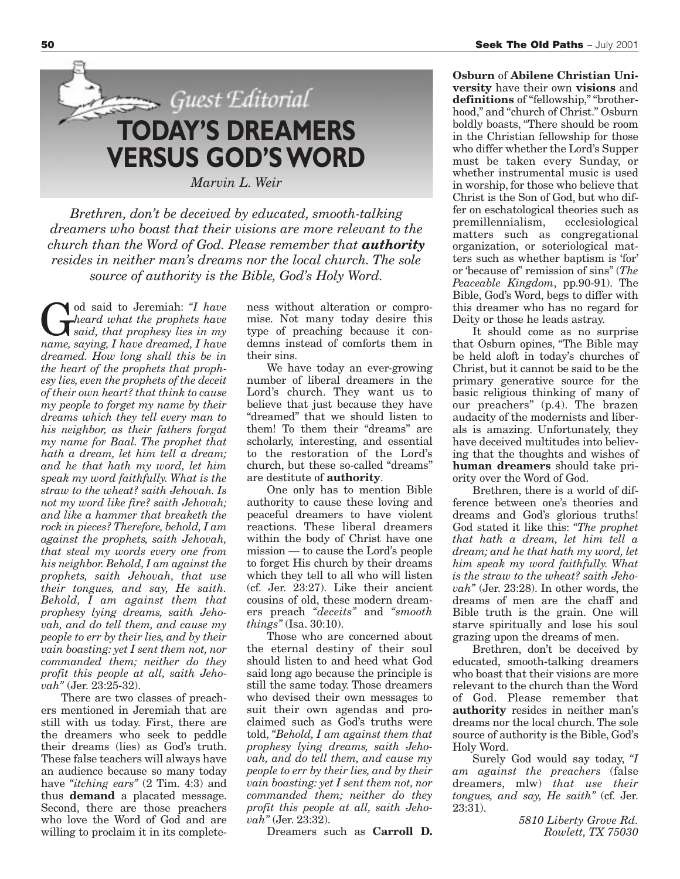Guest Editorial

# TODAY'S DREAMERS VERSUS GOD'S WORD

*Marvin L. Weir*

*Brethren, don't be deceived by educated, smooth-talking dreamers who boast that their visions are more relevant to the church than the Word of God. Please remember that **authority** resides in neither man's dreams nor the local church. The sole source of authority is the Bible, God's Holy Word.*

God said to Jeremiah: *"I have heard what the prophets have said, that prophesy lies in my name, saying, I have dreamed, I have dreamed. How long shall this be in the heart of the prophets that prophesy lies, even the prophets of the deceit of their own heart? that think to cause my people to forget my name by their dreams which they tell every man to his neighbor, as their fathers forgat my name for Baal. The prophet that hath a dream, let him tell a dream; and he that hath my word, let him speak my word faithfully. What is the straw to the wheat? saith Jehovah. Is not my word like fire? saith Jehovah; and like a hammer that breaketh the rock in pieces? Therefore, behold, I am against the prophets, saith Jehovah, that steal my words every one from his neighbor. Behold, I am against the prophets, saith Jehovah, that use their tongues, and say, He saith. Behold, I am against them that prophesy lying dreams, saith Jehovah, and do tell them, and cause my people to err by their lies, and by their vain boasting: yet I sent them not, nor commanded them; neither do they profit this people at all, saith Jehovah"* (Jer. 23:25-32).

There are two classes of preachers mentioned in Jeremiah that are still with us today. First, there are the dreamers who seek to peddle their dreams (lies) as God's truth. These false teachers will always have an audience because so many today have *"itching ears"* (2 Tim. 4:3) and thus **demand** a placated message. Second, there are those preachers who love the Word of God and are willing to proclaim it in its completeness without alteration or compromise. Not many today desire this type of preaching because it condemns instead of comforts them in their sins.

We have today an ever-growing number of liberal dreamers in the Lord's church. They want us to believe that just because they have "dreamed" that we should listen to them! To them their "dreams" are scholarly, interesting, and essential to the restoration of the Lord's church, but these so-called "dreams" are destitute of **authority**.

One only has to mention Bible authority to cause these loving and peaceful dreamers to have violent reactions. These liberal dreamers within the body of Christ have one mission — to cause the Lord's people to forget His church by their dreams which they tell to all who will listen (cf. Jer. 23:27). Like their ancient cousins of old, these modern dreamers preach *"deceits"* and *"smooth things"* (Isa. 30:10).

Those who are concerned about the eternal destiny of their soul should listen to and heed what God said long ago because the principle is still the same today. Those dreamers who devised their own messages to suit their own agendas and proclaimed such as God's truths were told, *"Behold, I am against them that prophesy lying dreams, saith Jehovah, and do tell them, and cause my people to err by their lies, and by their vain boasting: yet I sent them not, nor commanded them; neither do they profit this people at all, saith Jehovah"* (Jer. 23:32).

Dreamers such as **Carroll D. Osburn** of **Abilene Christian University** have their own **visions** and **definitions** of "fellowship," "brotherhood," and "church of Christ." Osburn boldly boasts, "There should be room in the Christian fellowship for those who differ whether the Lord's Supper must be taken every Sunday, or whether instrumental music is used in worship, for those who believe that Christ is the Son of God, but who differ on eschatological theories such as premillennialism, ecclesiological matters such as congregational organization, or soteriological matters such as whether baptism is 'for' or 'because of' remission of sins" (*The Peaceable Kingdom*, pp.90-91). The Bible, God's Word, begs to differ with this dreamer who has no regard for Deity or those he leads astray.

It should come as no surprise that Osburn opines, "The Bible may be held aloft in today's churches of Christ, but it cannot be said to be the primary generative source for the basic religious thinking of many of our preachers" (p.4). The brazen audacity of the modernists and liberals is amazing. Unfortunately, they have deceived multitudes into believing that the thoughts and wishes of **human dreamers** should take priority over the Word of God.

Brethren, there is a world of difference between one's theories and dreams and God's glorious truths! God stated it like this: *"The prophet that hath a dream, let him tell a dream; and he that hath my word, let him speak my word faithfully. What is the straw to the wheat? saith Jehovah"* (Jer. 23:28). In other words, the dreams of men are the chaff and Bible truth is the grain. One will starve spiritually and lose his soul grazing upon the dreams of men.

Brethren, don't be deceived by educated, smooth-talking dreamers who boast that their visions are more relevant to the church than the Word of God. Please remember that **authority** resides in neither man's dreams nor the local church. The sole source of authority is the Bible, God's Holy Word.

Surely God would say today, *"I am against the preachers* (false dreamers, mlw) *that use their tongues, and say, He saith"* (cf. Jer. 23:31).

*5810 Liberty Grove Rd.*
*Rowlett, TX 75030*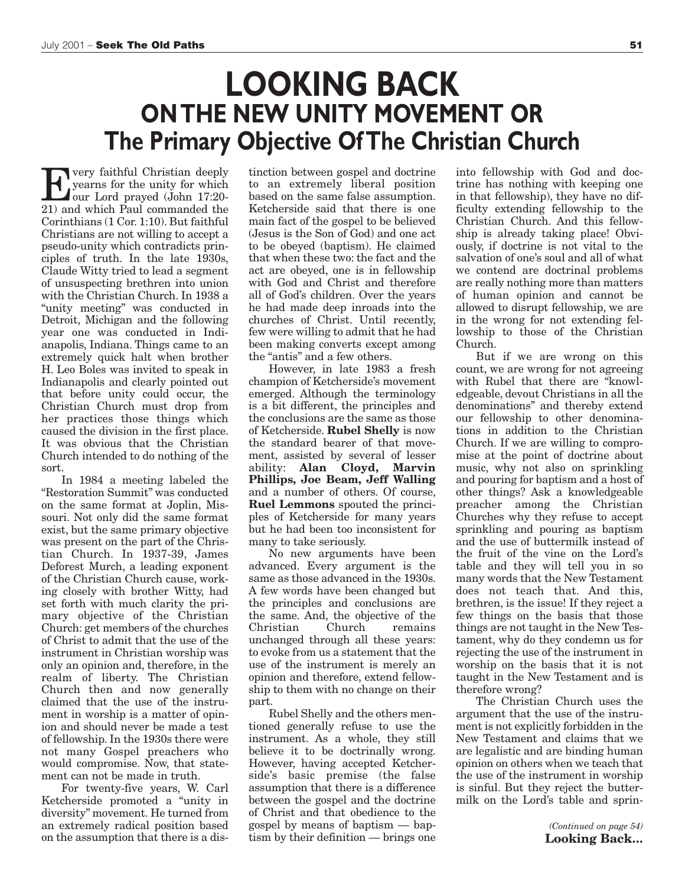# LOOKING BACK
## ON THE NEW UNITY MOVEMENT OR
## The Primary Objective Of The Christian Church

Every faithful Christian deeply yearns for the unity for which our Lord prayed (John 17:20-21) and which Paul commanded the Corinthians (1 Cor. 1:10). But faithful Christians are not willing to accept a pseudo-unity which contradicts principles of truth. In the late 1930s, Claude Witty tried to lead a segment of unsuspecting brethren into union with the Christian Church. In 1938 a "unity meeting" was conducted in Detroit, Michigan and the following year one was conducted in Indianapolis, Indiana. Things came to an extremely quick halt when brother H. Leo Boles was invited to speak in Indianapolis and clearly pointed out that before unity could occur, the Christian Church must drop from her practices those things which caused the division in the first place. It was obvious that the Christian Church intended to do nothing of the sort.

In 1984 a meeting labeled the "Restoration Summit" was conducted on the same format at Joplin, Missouri. Not only did the same format exist, but the same primary objective was present on the part of the Christian Church. In 1937-39, James Deforest Murch, a leading exponent of the Christian Church cause, working closely with brother Witty, had set forth with much clarity the primary objective of the Christian Church: get members of the churches of Christ to admit that the use of the instrument in Christian worship was only an opinion and, therefore, in the realm of liberty. The Christian Church then and now generally claimed that the use of the instrument in worship is a matter of opinion and should never be made a test of fellowship. In the 1930s there were not many Gospel preachers who would compromise. Now, that statement can not be made in truth.

For twenty-five years, W. Carl Ketcherside promoted a "unity in diversity" movement. He turned from an extremely radical position based on the assumption that there is a distinction between gospel and doctrine to an extremely liberal position based on the same false assumption. Ketcherside said that there is one main fact of the gospel to be believed (Jesus is the Son of God) and one act to be obeyed (baptism). He claimed that when these two: the fact and the act are obeyed, one is in fellowship with God and Christ and therefore all of God's children. Over the years he had made deep inroads into the churches of Christ. Until recently, few were willing to admit that he had been making converts except among the "antis" and a few others.

However, in late 1983 a fresh champion of Ketcherside's movement emerged. Although the terminology is a bit different, the principles and the conclusions are the same as those of Ketcherside. **Rubel Shelly** is now the standard bearer of that movement, assisted by several of lesser ability: **Alan Cloyd, Marvin Phillips, Joe Beam, Jeff Walling** and a number of others. Of course, **Ruel Lemmons** spouted the principles of Ketcherside for many years but he had been too inconsistent for many to take seriously.

No new arguments have been advanced. Every argument is the same as those advanced in the 1930s. A few words have been changed but the principles and conclusions are the same. And, the objective of the Christian Church remains unchanged through all these years: to evoke from us a statement that the use of the instrument is merely an opinion and therefore, extend fellowship to them with no change on their part.

Rubel Shelly and the others mentioned generally refuse to use the instrument. As a whole, they still believe it to be doctrinally wrong. However, having accepted Ketcherside's basic premise (the false assumption that there is a difference between the gospel and the doctrine of Christ and that obedience to the gospel by means of baptism — baptism by their definition — brings one into fellowship with God and doctrine has nothing with keeping one in that fellowship), they have no difficulty extending fellowship to the Christian Church. And this fellowship is already taking place! Obviously, if doctrine is not vital to the salvation of one's soul and all of what we contend are doctrinal problems are really nothing more than matters of human opinion and cannot be allowed to disrupt fellowship, we are in the wrong for not extending fellowship to those of the Christian Church.

But if we are wrong on this count, we are wrong for not agreeing with Rubel that there are "knowledgeable, devout Christians in all the denominations" and thereby extend our fellowship to other denominations in addition to the Christian Church. If we are willing to compromise at the point of doctrine about music, why not also on sprinkling and pouring for baptism and a host of other things? Ask a knowledgeable preacher among the Christian Churches why they refuse to accept sprinkling and pouring as baptism and the use of buttermilk instead of the fruit of the vine on the Lord's table and they will tell you in so many words that the New Testament does not teach that. And this, brethren, is the issue! If they reject a few things on the basis that those things are not taught in the New Testament, why do they condemn us for rejecting the use of the instrument in worship on the basis that it is not taught in the New Testament and is therefore wrong?

The Christian Church uses the argument that the use of the instrument is not explicitly forbidden in the New Testament and claims that we are legalistic and are binding human opinion on others when we teach that the use of the instrument in worship is sinful. But they reject the buttermilk on the Lord's table and sprin-

*(Continued on page 54)*
**Looking Back...**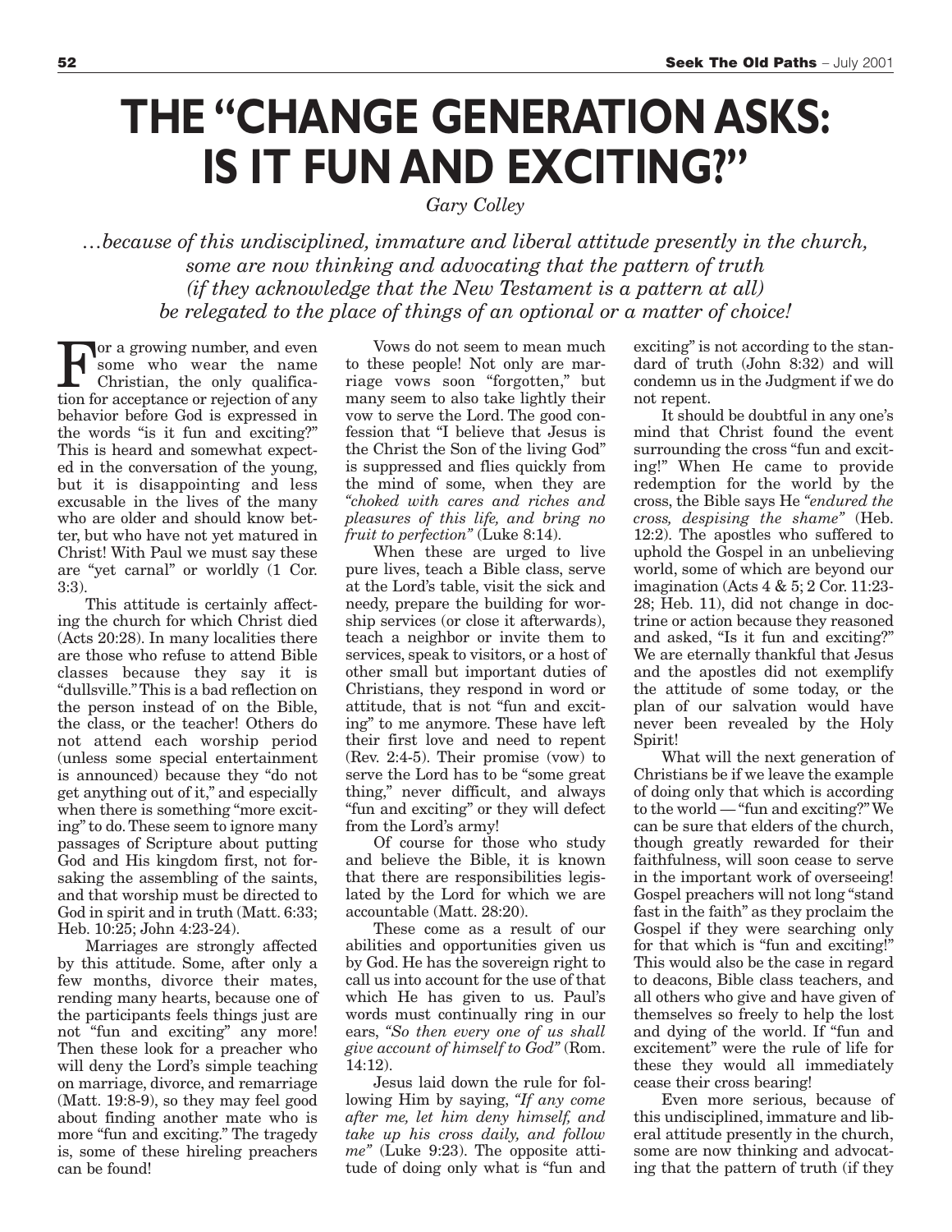# THE "CHANGE GENERATION ASKS: IS IT FUN AND EXCITING?"

*Gary Colley*

*…because of this undisciplined, immature and liberal attitude presently in the church, some are now thinking and advocating that the pattern of truth (if they acknowledge that the New Testament is a pattern at all) be relegated to the place of things of an optional or a matter of choice!*

For a growing number, and even some who wear the name Christian, the only qualification for acceptance or rejection of any behavior before God is expressed in the words "is it fun and exciting?" This is heard and somewhat expected in the conversation of the young, but it is disappointing and less excusable in the lives of the many who are older and should know better, but who have not yet matured in Christ! With Paul we must say these are "yet carnal" or worldly (1 Cor. 3:3).

This attitude is certainly affecting the church for which Christ died (Acts 20:28). In many localities there are those who refuse to attend Bible classes because they say it is "dullsville." This is a bad reflection on the person instead of on the Bible, the class, or the teacher! Others do not attend each worship period (unless some special entertainment is announced) because they "do not get anything out of it," and especially when there is something "more exciting" to do. These seem to ignore many passages of Scripture about putting God and His kingdom first, not forsaking the assembling of the saints, and that worship must be directed to God in spirit and in truth (Matt. 6:33; Heb. 10:25; John 4:23-24).

Marriages are strongly affected by this attitude. Some, after only a few months, divorce their mates, rending many hearts, because one of the participants feels things just are not "fun and exciting" any more! Then these look for a preacher who will deny the Lord's simple teaching on marriage, divorce, and remarriage (Matt. 19:8-9), so they may feel good about finding another mate who is more "fun and exciting." The tragedy is, some of these hireling preachers can be found!

Vows do not seem to mean much to these people! Not only are marriage vows soon "forgotten," but many seem to also take lightly their vow to serve the Lord. The good confession that "I believe that Jesus is the Christ the Son of the living God" is suppressed and flies quickly from the mind of some, when they are *"choked with cares and riches and pleasures of this life, and bring no fruit to perfection"* (Luke 8:14).

When these are urged to live pure lives, teach a Bible class, serve at the Lord's table, visit the sick and needy, prepare the building for worship services (or close it afterwards), teach a neighbor or invite them to services, speak to visitors, or a host of other small but important duties of Christians, they respond in word or attitude, that is not "fun and exciting" to me anymore. These have left their first love and need to repent (Rev. 2:4-5). Their promise (vow) to serve the Lord has to be "some great thing," never difficult, and always "fun and exciting" or they will defect from the Lord's army!

Of course for those who study and believe the Bible, it is known that there are responsibilities legislated by the Lord for which we are accountable (Matt. 28:20).

These come as a result of our abilities and opportunities given us by God. He has the sovereign right to call us into account for the use of that which He has given to us. Paul's words must continually ring in our ears, *"So then every one of us shall give account of himself to God"* (Rom. 14:12).

Jesus laid down the rule for following Him by saying, *"If any come after me, let him deny himself, and take up his cross daily, and follow me"* (Luke 9:23). The opposite attitude of doing only what is "fun and exciting" is not according to the standard of truth (John 8:32) and will condemn us in the Judgment if we do not repent.

It should be doubtful in any one's mind that Christ found the event surrounding the cross "fun and exciting!" When He came to provide redemption for the world by the cross, the Bible says He *"endured the cross, despising the shame"* (Heb. 12:2). The apostles who suffered to uphold the Gospel in an unbelieving world, some of which are beyond our imagination (Acts 4 & 5; 2 Cor. 11:23-28; Heb. 11), did not change in doctrine or action because they reasoned and asked, "Is it fun and exciting?" We are eternally thankful that Jesus and the apostles did not exemplify the attitude of some today, or the plan of our salvation would have never been revealed by the Holy Spirit!

What will the next generation of Christians be if we leave the example of doing only that which is according to the world — "fun and exciting?" We can be sure that elders of the church, though greatly rewarded for their faithfulness, will soon cease to serve in the important work of overseeing! Gospel preachers will not long "stand fast in the faith" as they proclaim the Gospel if they were searching only for that which is "fun and exciting!" This would also be the case in regard to deacons, Bible class teachers, and all others who give and have given of themselves so freely to help the lost and dying of the world. If "fun and excitement" were the rule of life for these they would all immediately cease their cross bearing!

Even more serious, because of this undisciplined, immature and liberal attitude presently in the church, some are now thinking and advocating that the pattern of truth (if they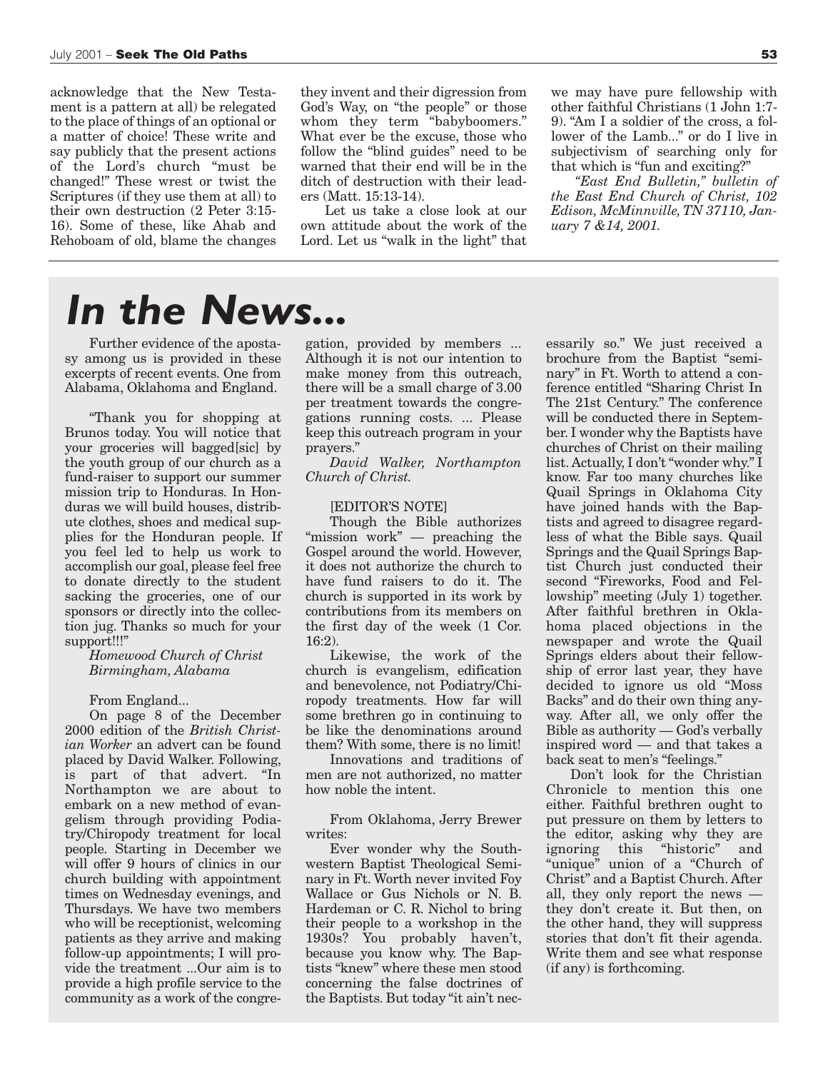acknowledge that the New Testament is a pattern at all) be relegated to the place of things of an optional or a matter of choice! These write and say publicly that the present actions of the Lord's church "must be changed!" These wrest or twist the Scriptures (if they use them at all) to their own destruction (2 Peter 3:15-16). Some of these, like Ahab and Rehoboam of old, blame the changes they invent and their digression from God's Way, on "the people" or those whom they term "babyboomers." What ever be the excuse, those who follow the "blind guides" need to be warned that their end will be in the ditch of destruction with their leaders (Matt. 15:13-14).

Let us take a close look at our own attitude about the work of the Lord. Let us "walk in the light" that we may have pure fellowship with other faithful Christians (1 John 1:7-9). "Am I a soldier of the cross, a follower of the Lamb..." or do I live in subjectivism of searching only for that which is "fun and exciting?"

*"East End Bulletin," bulletin of the East End Church of Christ, 102 Edison, McMinnville, TN 37110, January 7 &14, 2001.*

# In the News...

Further evidence of the apostasy among us is provided in these excerpts of recent events. One from Alabama, Oklahoma and England.

"Thank you for shopping at Brunos today. You will notice that your groceries will bagged[sic] by the youth group of our church as a fund-raiser to support our summer mission trip to Honduras. In Honduras we will build houses, distribute clothes, shoes and medical supplies for the Honduran people. If you feel led to help us work to accomplish our goal, please feel free to donate directly to the student sacking the groceries, one of our sponsors or directly into the collection jug. Thanks so much for your support!!!"

*Homewood Church of Christ Birmingham, Alabama*

From England...

On page 8 of the December 2000 edition of the *British Christian Worker* an advert can be found placed by David Walker. Following, is part of that advert. "In Northampton we are about to embark on a new method of evangelism through providing Podiatry/Chiropody treatment for local people. Starting in December we will offer 9 hours of clinics in our church building with appointment times on Wednesday evenings, and Thursdays. We have two members who will be receptionist, welcoming patients as they arrive and making follow-up appointments; I will provide the treatment ...Our aim is to provide a high profile service to the community as a work of the congregation, provided by members ... Although it is not our intention to make money from this outreach, there will be a small charge of 3.00 per treatment towards the congregations running costs. ... Please keep this outreach program in your prayers."

*David Walker, Northampton Church of Christ.*

[EDITOR'S NOTE]

Though the Bible authorizes "mission work" — preaching the Gospel around the world. However, it does not authorize the church to have fund raisers to do it. The church is supported in its work by contributions from its members on the first day of the week (1 Cor. 16:2).

Likewise, the work of the church is evangelism, edification and benevolence, not Podiatry/Chiropody treatments. How far will some brethren go in continuing to be like the denominations around them? With some, there is no limit!

Innovations and traditions of men are not authorized, no matter how noble the intent.

From Oklahoma, Jerry Brewer writes:

Ever wonder why the Southwestern Baptist Theological Seminary in Ft. Worth never invited Foy Wallace or Gus Nichols or N. B. Hardeman or C. R. Nichol to bring their people to a workshop in the 1930s? You probably haven't, because you know why. The Baptists "knew" where these men stood concerning the false doctrines of the Baptists. But today "it ain't necessarily so." We just received a brochure from the Baptist "seminary" in Ft. Worth to attend a conference entitled "Sharing Christ In The 21st Century." The conference will be conducted there in September. I wonder why the Baptists have churches of Christ on their mailing list. Actually, I don't "wonder why." I know. Far too many churches like Quail Springs in Oklahoma City have joined hands with the Baptists and agreed to disagree regardless of what the Bible says. Quail Springs and the Quail Springs Baptist Church just conducted their second "Fireworks, Food and Fellowship" meeting (July 1) together. After faithful brethren in Oklahoma placed objections in the newspaper and wrote the Quail Springs elders about their fellowship of error last year, they have decided to ignore us old "Moss Backs" and do their own thing anyway. After all, we only offer the Bible as authority — God's verbally inspired word — and that takes a back seat to men's "feelings."

Don't look for the Christian Chronicle to mention this one either. Faithful brethren ought to put pressure on them by letters to the editor, asking why they are ignoring this "historic" and "unique" union of a "Church of Christ" and a Baptist Church. After all, they only report the news — they don't create it. But then, on the other hand, they will suppress stories that don't fit their agenda. Write them and see what response (if any) is forthcoming.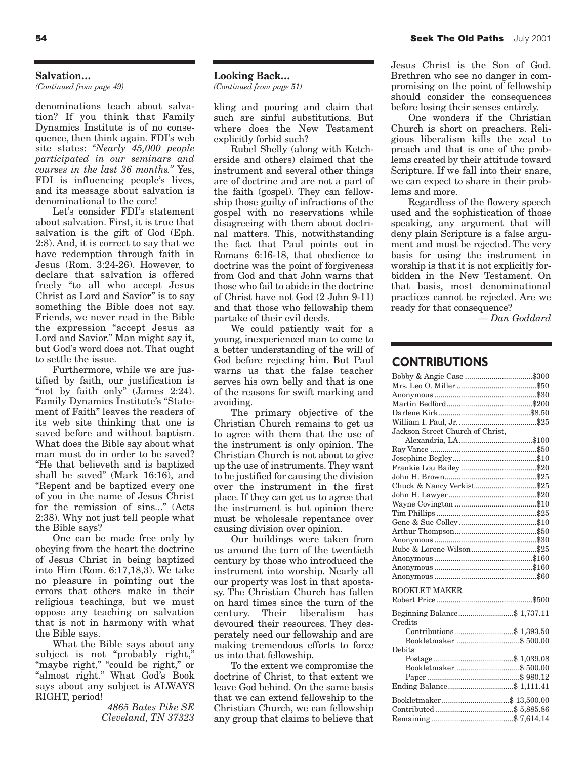### Salvation...

*(Continued from page 49)*

denominations teach about salvation? If you think that Family Dynamics Institute is of no consequence, then think again. FDI's web site states: *"Nearly 45,000 people participated in our seminars and courses in the last 36 months."* Yes, FDI is influencing people's lives, and its message about salvation is denominational to the core!

Let's consider FDI's statement about salvation. First, it is true that salvation is the gift of God (Eph. 2:8). And, it is correct to say that we have redemption through faith in Jesus (Rom. 3:24-26). However, to declare that salvation is offered freely "to all who accept Jesus Christ as Lord and Savior" is to say something the Bible does not say. Friends, we never read in the Bible the expression "accept Jesus as Lord and Savior." Man might say it, but God's word does not. That ought to settle the issue.

Furthermore, while we are justified by faith, our justification is "not by faith only" (James 2:24). Family Dynamics Institute's "Statement of Faith" leaves the readers of its web site thinking that one is saved before and without baptism. What does the Bible say about what man must do in order to be saved? "He that believeth and is baptized shall be saved" (Mark 16:16), and "Repent and be baptized every one of you in the name of Jesus Christ for the remission of sins..." (Acts 2:38). Why not just tell people what the Bible says?

One can be made free only by obeying from the heart the doctrine of Jesus Christ in being baptized into Him (Rom. 6:17,18,3). We take no pleasure in pointing out the errors that others make in their religious teachings, but we must oppose any teaching on salvation that is not in harmony with what the Bible says.

What the Bible says about any subject is not "probably right," "maybe right," "could be right," or "almost right." What God's Book says about any subject is ALWAYS RIGHT, period!

*4865 Bates Pike SE*
*Cleveland, TN 37323*

### Looking Back...

*(Continued from page 51)*

kling and pouring and claim that such are sinful substitutions. But where does the New Testament explicitly forbid such?

Rubel Shelly (along with Ketcherside and others) claimed that the instrument and several other things are of doctrine and are not a part of the faith (gospel). They can fellowship those guilty of infractions of the gospel with no reservations while disagreeing with them about doctrinal matters. This, notwithstanding the fact that Paul points out in Romans 6:16-18, that obedience to doctrine was the point of forgiveness from God and that John warns that those who fail to abide in the doctrine of Christ have not God (2 John 9-11) and that those who fellowship them partake of their evil deeds.

We could patiently wait for a young, inexperienced man to come to a better understanding of the will of God before rejecting him. But Paul warns us that the false teacher serves his own belly and that is one of the reasons for swift marking and avoiding.

The primary objective of the Christian Church remains to get us to agree with them that the use of the instrument is only opinion. The Christian Church is not about to give up the use of instruments. They want to be justified for causing the division over the instrument in the first place. If they can get us to agree that the instrument is but opinion there must be wholesale repentance over causing division over opinion.

Our buildings were taken from us around the turn of the twentieth century by those who introduced the instrument into worship. Nearly all our property was lost in that apostasy. The Christian Church has fallen on hard times since the turn of the century. Their liberalism has devoured their resources. They desperately need our fellowship and are making tremendous efforts to force us into that fellowship.

To the extent we compromise the doctrine of Christ, to that extent we leave God behind. On the same basis that we can extend fellowship to the Christian Church, we can fellowship any group that claims to believe that Jesus Christ is the Son of God. Brethren who see no danger in compromising on the point of fellowship should consider the consequences before losing their senses entirely.

One wonders if the Christian Church is short on preachers. Religious liberalism kills the zeal to preach and that is one of the problems created by their attitude toward Scripture. If we fall into their snare, we can expect to share in their problems and more.

Regardless of the flowery speech used and the sophistication of those speaking, any argument that will deny plain Scripture is a false argument and must be rejected. The very basis for using the instrument in worship is that it is not explicitly forbidden in the New Testament. On that basis, most denominational practices cannot be rejected. Are we ready for that consequence?

*— Dan Goddard*

## CONTRIBUTIONS

| | |
|---|---|
| Bobby & Angie Case | $300 |
| Mrs. Leo O. Miller | $50 |
| Anonymous | $30 |
| Martin Bedford | $200 |
| Darlene Kirk | $8.50 |
| William I. Paul, Jr. | $25 |
| Jackson Street Church of Christ, Alexandria, LA | $100 |
| Ray Vance | $50 |
| Josephine Begley | $10 |
| Frankie Lou Bailey | $20 |
| John H. Brown | $25 |
| Chuck & Nancy Verkist | $25 |
| John H. Lawyer | $20 |
| Wayne Covington | $10 |
| Tim Phillips | $25 |
| Gene & Sue Colley | $10 |
| Arthur Thompson | $50 |
| Anonymous | $30 |
| Rube & Lorene Wilson | $25 |
| Anonymous | $160 |
| Anonymous | $160 |
| Anonymous | $60 |

BOOKLET MAKER

| | |
|---|---|
| Robert Price | $500 |

| | |
|---|---|
| Beginning Balance | $ 1,737.11 |
| Credits | |
| Contributions | $ 1,393.50 |
| Bookletmaker | $ 500.00 |
| Debits | |
| Postage | $ 1,039.08 |
| Bookletmaker | $ 500.00 |
| Paper | $ 980.12 |
| Ending Balance | $ 1,111.41 |

| | |
|---|---|
| Bookletmaker | $ 13,500.00 |
| Contributed | $ 5,885.86 |
| Remaining | $ 7,614.14 |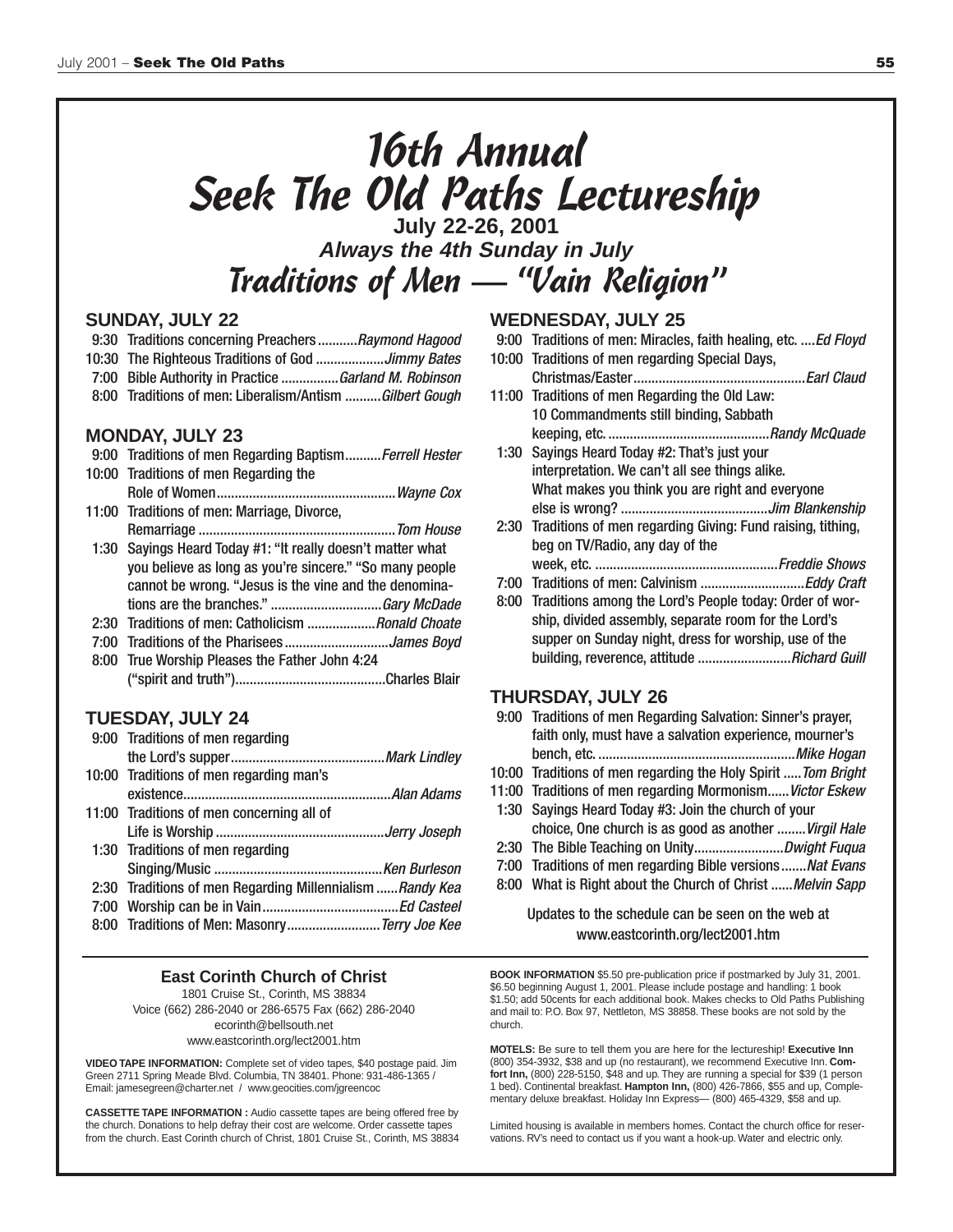# 16th Annual Seek The Old Paths Lectureship

**July 22-26, 2001**

***Always the 4th Sunday in July***

## *Traditions of Men — "Vain Religion"*

### SUNDAY, JULY 22

- 9:30 Traditions concerning Preachers ..........*Raymond Hagood*
- 10:30 The Righteous Traditions of God ..................*Jimmy Bates*
- 7:00 Bible Authority in Practice ...............*Garland M. Robinson*
- 8:00 Traditions of men: Liberalism/Antism ..........*Gilbert Gough*

### MONDAY, JULY 23

- 9:00 Traditions of men Regarding Baptism..........*Ferrell Hester*
- 10:00 Traditions of men Regarding the Role of Women.................................................*Wayne Cox*
- 11:00 Traditions of men: Marriage, Divorce, Remarriage ......................................................*Tom House*
- 1:30 Sayings Heard Today #1: "It really doesn't matter what you believe as long as you're sincere." "So many people cannot be wrong. "Jesus is the vine and the denominations are the branches." ...............................*Gary McDade*
- 2:30 Traditions of men: Catholicism ...................*Ronald Choate*
- 7:00 Traditions of the Pharisees.............................*James Boyd*
- 8:00 True Worship Pleases the Father John 4:24 ("spirit and truth").........................................Charles Blair

### TUESDAY, JULY 24

- 9:00 Traditions of men regarding the Lord's supper..........................................*Mark Lindley*
- 10:00 Traditions of men regarding man's existence.........................................................*Alan Adams*
- 11:00 Traditions of men concerning all of Life is Worship ..............................................*Jerry Joseph*
- 1:30 Traditions of men regarding Singing/Music ..............................................*Ken Burleson*
- 2:30 Traditions of men Regarding Millennialism ......*Randy Kea*
- 7:00 Worship can be in Vain.....................................*Ed Casteel*
- 8:00 Traditions of Men: Masonry..........................*Terry Joe Kee*

### WEDNESDAY, JULY 25

- 9:00 Traditions of men: Miracles, faith healing, etc. ....*Ed Floyd*
- 10:00 Traditions of men regarding Special Days, Christmas/Easter...............................................*Earl Claud*
- 11:00 Traditions of men Regarding the Old Law: 10 Commandments still binding, Sabbath keeping, etc. ............................................*Randy McQuade*
- 1:30 Sayings Heard Today #2: That's just your interpretation. We can't all see things alike. What makes you think you are right and everyone else is wrong? .........................................*Jim Blankenship*
- 2:30 Traditions of men regarding Giving: Fund raising, tithing, beg on TV/Radio, any day of the week, etc. ..................................................*Freddie Shows*
- 7:00 Traditions of men: Calvinism ............................*Eddy Craft*
- 8:00 Traditions among the Lord's People today: Order of worship, divided assembly, separate room for the Lord's supper on Sunday night, dress for worship, use of the building, reverence, attitude .........................*Richard Guill*

### THURSDAY, JULY 26

- 9:00 Traditions of men Regarding Salvation: Sinner's prayer, faith only, must have a salvation experience, mourner's bench, etc. .......................................................*Mike Hogan*
- 10:00 Traditions of men regarding the Holy Spirit .....*Tom Bright*
- 11:00 Traditions of men regarding Mormonism......*Victor Eskew*
- 1:30 Sayings Heard Today #3: Join the church of your choice, One church is as good as another ........*Virgil Hale*
- 2:30 The Bible Teaching on Unity.........................*Dwight Fuqua*
- 7:00 Traditions of men regarding Bible versions.......*Nat Evans*
- 8:00 What is Right about the Church of Christ ......*Melvin Sapp*

Updates to the schedule can be seen on the web at www.eastcorinth.org/lect2001.htm

---

**East Corinth Church of Christ**

1801 Cruise St., Corinth, MS 38834
Voice (662) 286-2040 or 286-6575 Fax (662) 286-2040
ecorinth@bellsouth.net
www.eastcorinth.org/lect2001.htm

**VIDEO TAPE INFORMATION:** Complete set of video tapes, $40 postage paid. Jim Green 2711 Spring Meade Blvd. Columbia, TN 38401. Phone: 931-486-1365 / Email: jamesegreen@charter.net / www.geocities.com/jgreencoc

**CASSETTE TAPE INFORMATION :** Audio cassette tapes are being offered free by the church. Donations to help defray their cost are welcome. Order cassette tapes from the church. East Corinth church of Christ, 1801 Cruise St., Corinth, MS 38834

**BOOK INFORMATION** $5.50 pre-publication price if postmarked by July 31, 2001. $6.50 beginning August 1, 2001. Please include postage and handling: 1 book $1.50; add 50cents for each additional book. Makes checks to Old Paths Publishing and mail to: P.O. Box 97, Nettleton, MS 38858. These books are not sold by the church.

**MOTELS:** Be sure to tell them you are here for the lectureship! **Executive Inn** (800) 354-3932, $38 and up (no restaurant), we recommend Executive Inn. **Comfort Inn,** (800) 228-5150, $48 and up. They are running a special for $39 (1 person 1 bed). Continental breakfast. **Hampton Inn,** (800) 426-7866, $55 and up, Complementary deluxe breakfast. Holiday Inn Express— (800) 465-4329, $58 and up.

Limited housing is available in members homes. Contact the church office for reservations. RV's need to contact us if you want a hook-up. Water and electric only.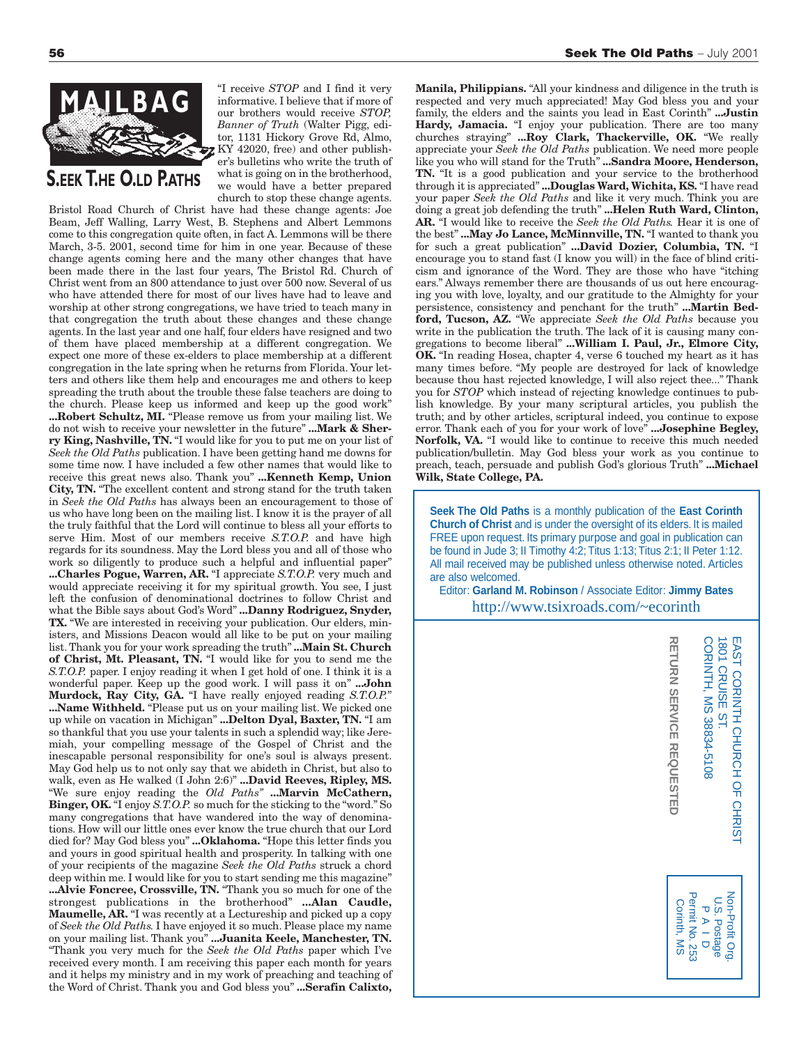# MAILBAG

## S.EEK T.HE O.LD P.ATHS

"I receive *STOP* and I find it very informative. I believe that if more of our brothers would receive *STOP, Banner of Truth* (Walter Pigg, editor, 1131 Hickory Grove Rd, Almo, KY 42020, free) and other publisher's bulletins who write the truth of what is going on in the brotherhood, we would have a better prepared church to stop these change agents. Bristol Road Church of Christ have had these change agents: Joe Beam, Jeff Walling, Larry West, B. Stephens and Albert Lemmons come to this congregation quite often, in fact A. Lemmons will be there March, 3-5. 2001, second time for him in one year. Because of these change agents coming here and the many other changes that have been made there in the last four years, The Bristol Rd. Church of Christ went from an 800 attendance to just over 500 now. Several of us who have attended there for most of our lives have had to leave and worship at other strong congregations, we have tried to teach many in that congregation the truth about these changes and these change agents. In the last year and one half, four elders have resigned and two of them have placed membership at a different congregation. We expect one more of these ex-elders to place membership at a different congregation in the late spring when he returns from Florida. Your letters and others like them help and encourages me and others to keep spreading the truth about the trouble these false teachers are doing to the church. Please keep us informed and keep up the good work" **...Robert Schultz, MI.** "Please remove us from your mailing list. We do not wish to receive your newsletter in the future" **...Mark & Sherry King, Nashville, TN.** "I would like for you to put me on your list of *Seek the Old Paths* publication. I have been getting hand me downs for some time now. I have included a few other names that would like to receive this great news also. Thank you" **...Kenneth Kemp, Union City, TN.** "The excellent content and strong stand for the truth taken in *Seek the Old Paths* has always been an encouragement to those of us who have long been on the mailing list. I know it is the prayer of all the truly faithful that the Lord will continue to bless all your efforts to serve Him. Most of our members receive *S.T.O.P.* and have high regards for its soundness. May the Lord bless you and all of those who work so diligently to produce such a helpful and influential paper" **...Charles Pogue, Warren, AR.** "I appreciate *S.T.O.P.* very much and would appreciate receiving it for my spiritual growth. You see, I just left the confusion of denominational doctrines to follow Christ and what the Bible says about God's Word" **...Danny Rodriguez, Snyder, TX.** "We are interested in receiving your publication. Our elders, ministers, and Missions Deacon would all like to be put on your mailing list. Thank you for your work spreading the truth" **...Main St. Church of Christ, Mt. Pleasant, TN.** "I would like for you to send me the *S.T.O.P.* paper. I enjoy reading it when I get hold of one. I think it is a wonderful paper. Keep up the good work. I will pass it on" **...John Murdock, Ray City, GA.** "I have really enjoyed reading *S.T.O.P.*" **...Name Withheld.** "Please put us on your mailing list. We picked one up while on vacation in Michigan" **...Delton Dyal, Baxter, TN.** "I am so thankful that you use your talents in such a splendid way; like Jeremiah, your compelling message of the Gospel of Christ and the inescapable personal responsibility for one's soul is always present. May God help us to not only say that we abideth in Christ, but also to walk, even as He walked (I John 2:6)" **...David Reeves, Ripley, MS.** "We sure enjoy reading the *Old Paths"* **...Marvin McCathern, Binger, OK.** "I enjoy *S.T.O.P.* so much for the sticking to the "word." So many congregations that have wandered into the way of denominations. How will our little ones ever know the true church that our Lord died for? May God bless you" **...Oklahoma.** "Hope this letter finds you and yours in good spiritual health and prosperity. In talking with one of your recipients of the magazine *Seek the Old Paths* struck a chord deep within me. I would like for you to start sending me this magazine" **...Alvie Foncree, Crossville, TN.** "Thank you so much for one of the strongest publications in the brotherhood" **...Alan Caudle, Maumelle, AR.** "I was recently at a Lectureship and picked up a copy of *Seek the Old Paths.* I have enjoyed it so much. Please place my name on your mailing list. Thank you" **...Juanita Keele, Manchester, TN.** "Thank you very much for the *Seek the Old Paths* paper which I've received every month. I am receiving this paper each month for years and it helps my ministry and in my work of preaching and teaching of the Word of Christ. Thank you and God bless you" **...Serafin Calixto, Manila, Philippians.** "All your kindness and diligence in the truth is respected and very much appreciated! May God bless you and your family, the elders and the saints you lead in East Corinth" **...Justin Hardy, Jamacia.** "I enjoy your publication. There are too many churches straying" **...Roy Clark, Thackerville, OK.** "We really appreciate your *Seek the Old Paths* publication. We need more people like you who will stand for the Truth" **...Sandra Moore, Henderson, TN.** "It is a good publication and your service to the brotherhood through it is appreciated" **...Douglas Ward, Wichita, KS.** "I have read your paper *Seek the Old Paths* and like it very much. Think you are doing a great job defending the truth" **...Helen Ruth Ward, Clinton, AR.** "I would like to receive the *Seek the Old Paths.* Hear it is one of the best" **...May Jo Lance, McMinnville, TN.** "I wanted to thank you for such a great publication" **...David Dozier, Columbia, TN.** "I encourage you to stand fast (I know you will) in the face of blind criticism and ignorance of the Word. They are those who have "itching ears." Always remember there are thousands of us out here encouraging you with love, loyalty, and our gratitude to the Almighty for your persistence, consistency and penchant for the truth" **...Martin Bedford, Tucson, AZ.** "We appreciate *Seek the Old Paths* because you write in the publication the truth. The lack of it is causing many congregations to become liberal" **...William I. Paul, Jr., Elmore City, OK.** "In reading Hosea, chapter 4, verse 6 touched my heart as it has many times before. "My people are destroyed for lack of knowledge because thou hast rejected knowledge, I will also reject thee..." Thank you for *STOP* which instead of rejecting knowledge continues to publish knowledge. By your many scriptural articles, you publish the truth; and by other articles, scriptural indeed, you continue to expose error. Thank each of you for your work of love" **...Josephine Begley, Norfolk, VA.** "I would like to continue to receive this much needed publication/bulletin. May God bless your work as you continue to preach, teach, persuade and publish God's glorious Truth" **...Michael Wilk, State College, PA.**

---

**Seek The Old Paths** is a monthly publication of the **East Corinth Church of Christ** and is under the oversight of its elders. It is mailed FREE upon request. Its primary purpose and goal in publication can be found in Jude 3; II Timothy 4:2; Titus 1:13; Titus 2:1; II Peter 1:12. All mail received may be published unless otherwise noted. Articles are also welcomed.

Editor: **Garland M. Robinson** / Associate Editor: **Jimmy Bates**

http://www.tsixroads.com/~ecorinth

EAST CORINTH CHURCH OF CHRIST
1801 CRUISE ST.
CORINTH, MS 38834-5108

**RETURN SERVICE REQUESTED**

Non-Profit Org.
U.S. Postage
P A I D
Permit No. 253
Corinth, MS